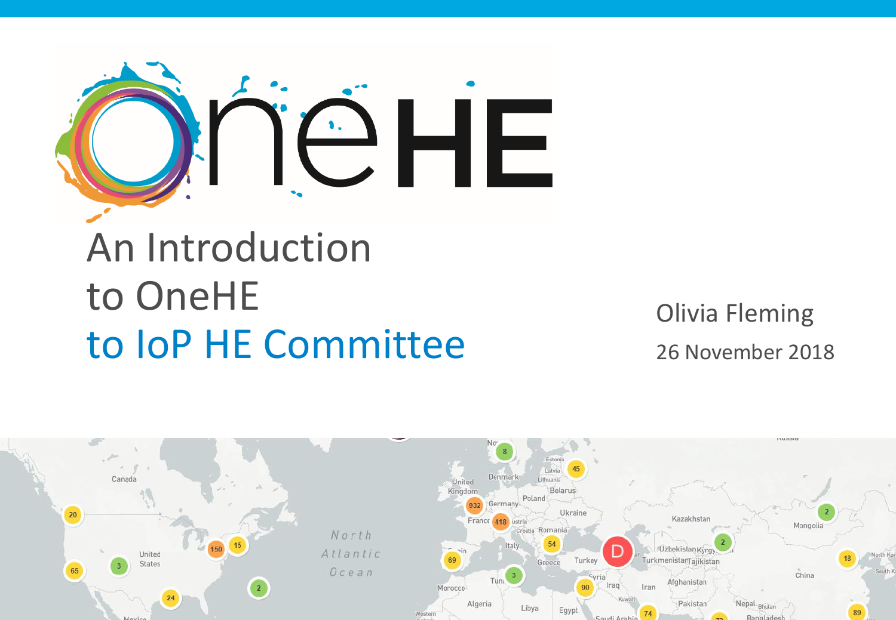# An Introduction to OneHE to IoP HE Committee

Olivia Fleming

26 November 2018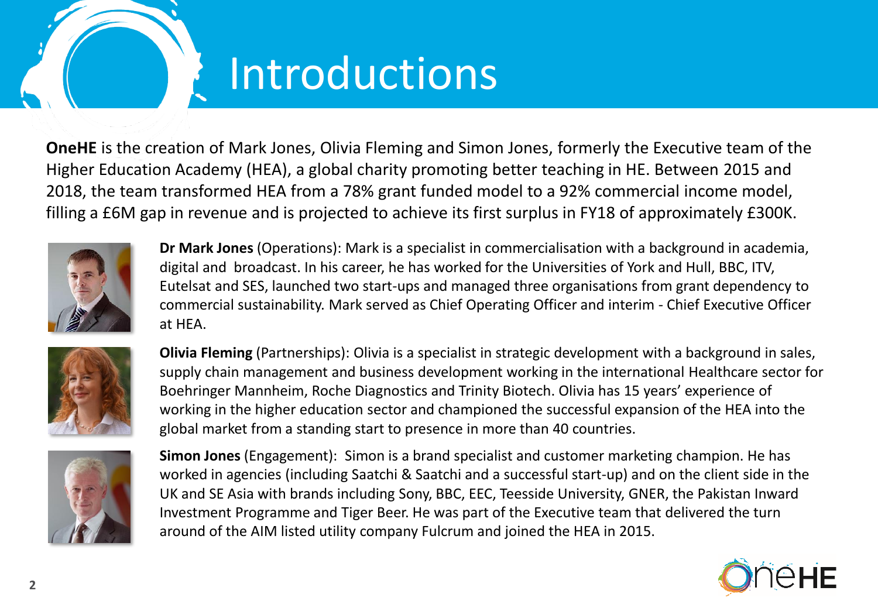# Introductions

**OneHE** is the creation of Mark Jones, Olivia Fleming and Simon Jones, formerly the Executive team of the Higher Education Academy (HEA), a global charity promoting better teaching in HE. Between 2015 and 2018, the team transformed HEA from a 78% grant funded model to a 92% commercial income model, filling a £6M gap in revenue and is projected to achieve its first surplus in FY18 of approximately £300K.

**Dr Mark Jones** (Operations): Mark is a specialist in commercialisation with a background in academia, digital and broadcast. In his career, he has worked for the Universities of York and Hull, BBC, ITV, Eutelsat and SES, launched two start-ups and managed three organisations from grant dependency to commercial sustainability. Mark served as Chief Operating Officer and interim - Chief Executive Officer at HEA.

**Olivia Fleming** (Partnerships): Olivia is a specialist in strategic development with a background in sales, supply chain management and business development working in the international Healthcare sector for Boehringer Mannheim, Roche Diagnostics and Trinity Biotech. Olivia has 15 years' experience of working in the higher education sector and championed the successful expansion of the HEA into the global market from a standing start to presence in more than 40 countries.

**Simon Jones** (Engagement): Simon is a brand specialist and customer marketing champion. He has worked in agencies (including Saatchi & Saatchi and a successful start-up) and on the client side in the UK and SE Asia with brands including Sony, BBC, EEC, Teesside University, GNER, the Pakistan Inward Investment Programme and Tiger Beer. He was part of the Executive team that delivered the turn around of the AIM listed utility company Fulcrum and joined the HEA in 2015.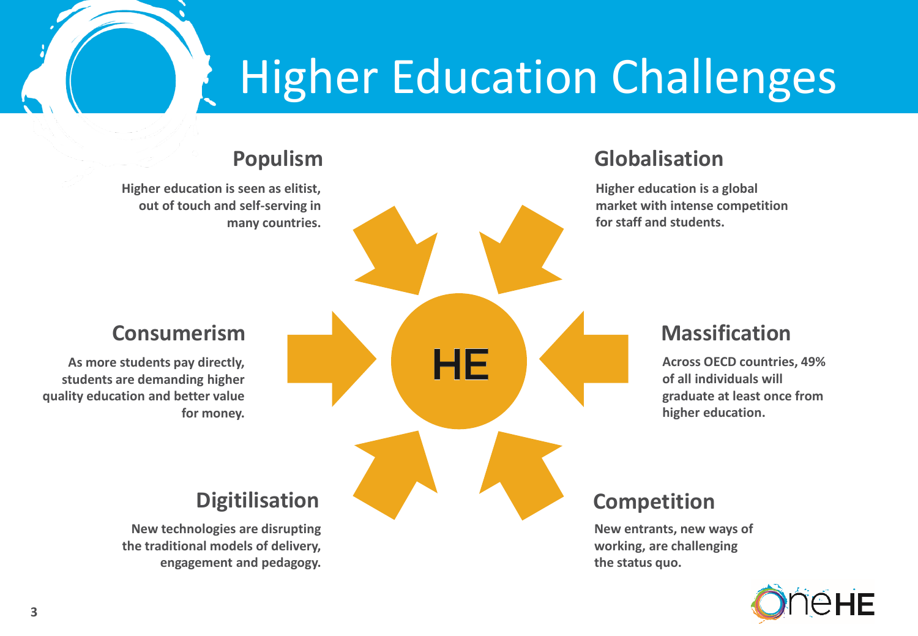# Higher Education Challenges

## Populism

Higher education is seen as elitist, out of touch and self-serving in many countries.

## Globalisation

Higher education is a global market with intense competition for staff and students.

HE

## Consumerism

As more students pay directly, students are demanding higher quality education and better value for money.

## Massification

Across OECD countries, 49% of all individuals will graduate at least once from higher education.

## Digitilisation

New technologies are disrupting the traditional models of delivery, engagement and pedagogy.

## Competition

New entrants, new ways of working, are challenging the status quo.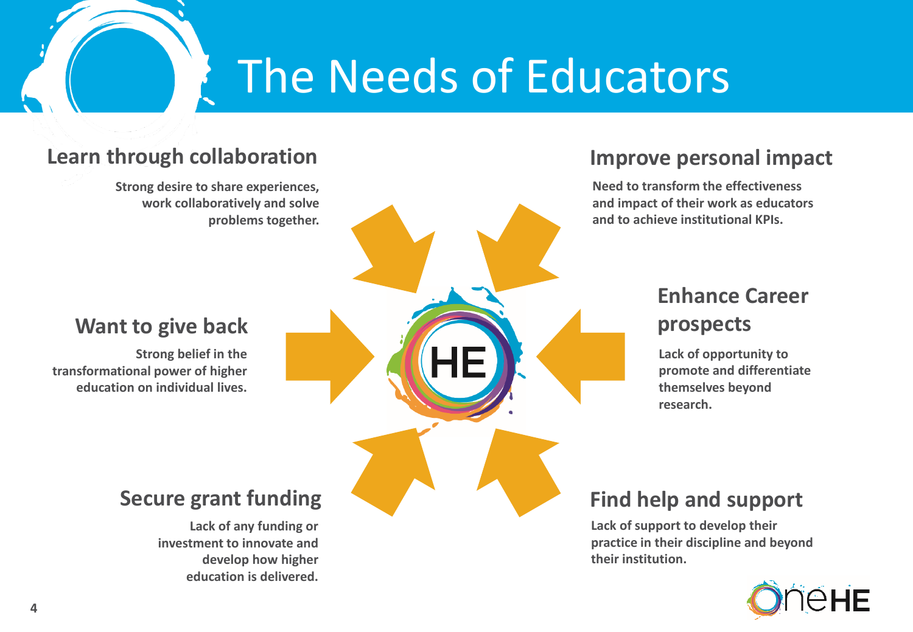# The Needs of Educators

## Learn through collaboration

Strong desire to share experiences, work collaboratively and solve problems together.

## Improve personal impact

Need to transform the effectiveness and impact of their work as educators and to achieve institutional KPIs.

## Want to give back

Strong belief in the transformational power of higher education on individual lives.

## Enhance Career prospects

Lack of opportunity to promote and differentiate themselves beyond research.

## Secure grant funding

Lack of any funding or investment to innovate and develop how higher education is delivered.

## Find help and support

Lack of support to develop their practice in their discipline and beyond their institution.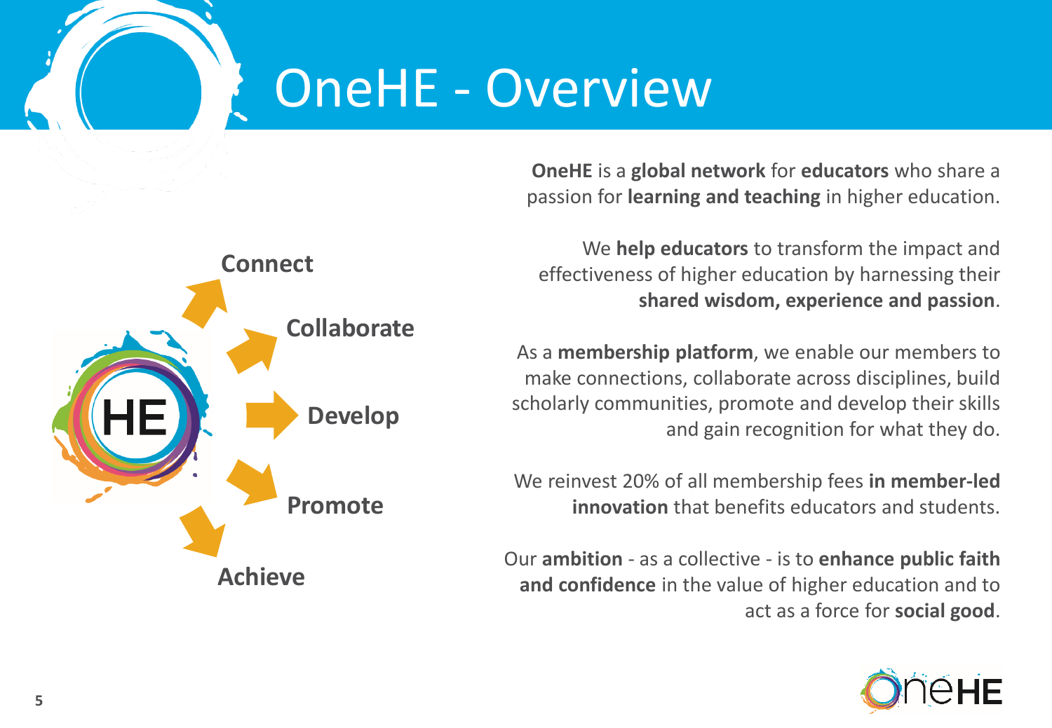# OneHE - Overview

- Connect
- Collaborate
- Develop
- Promote
- Achieve

**OneHE** is a **global network** for **educators** who share a passion for **learning and teaching** in higher education.

We **help educators** to transform the impact and effectiveness of higher education by harnessing their **shared wisdom, experience and passion**.

As a **membership platform**, we enable our members to make connections, collaborate across disciplines, build scholarly communities, promote and develop their skills and gain recognition for what they do.

We reinvest 20% of all membership fees **in member-led innovation** that benefits educators and students.

Our **ambition** - as a collective - is to **enhance public faith and confidence** in the value of higher education and to act as a force for **social good**.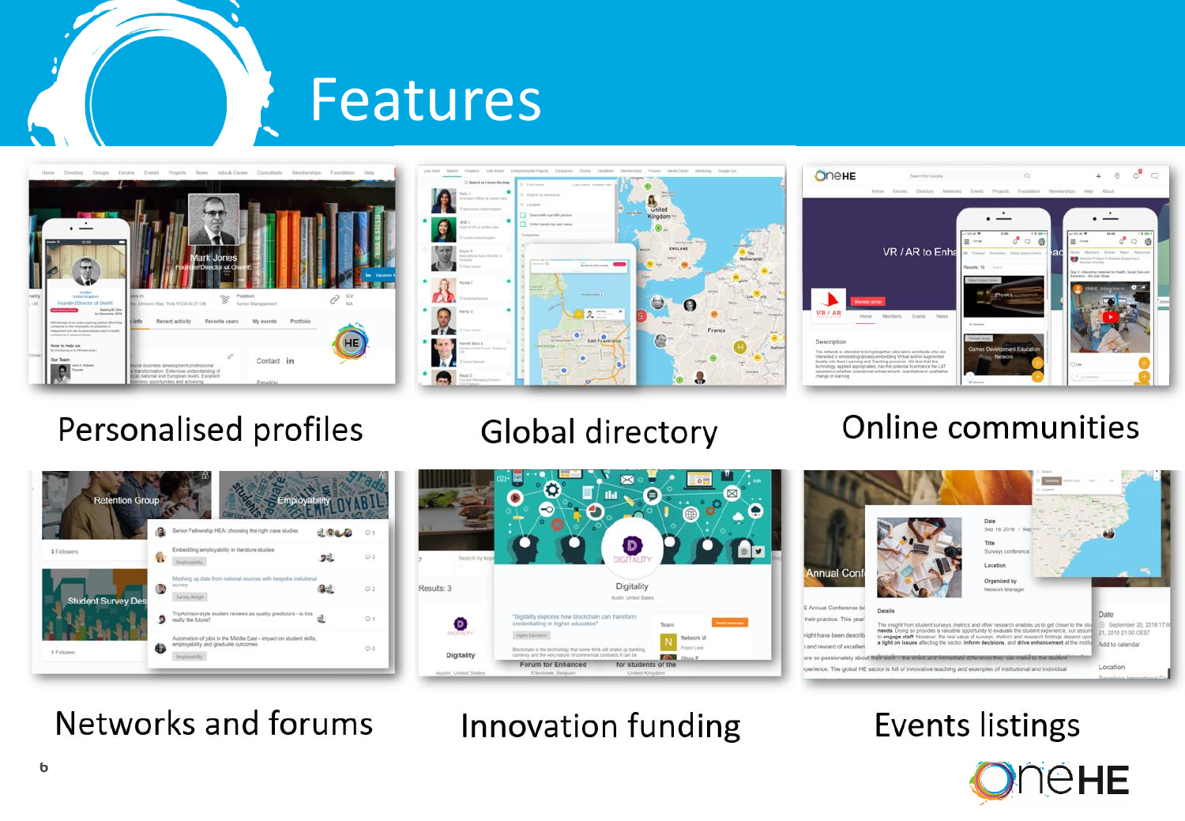# Features

Personalised profiles

Global directory

Online communities

Networks and forums

Innovation funding

Events listings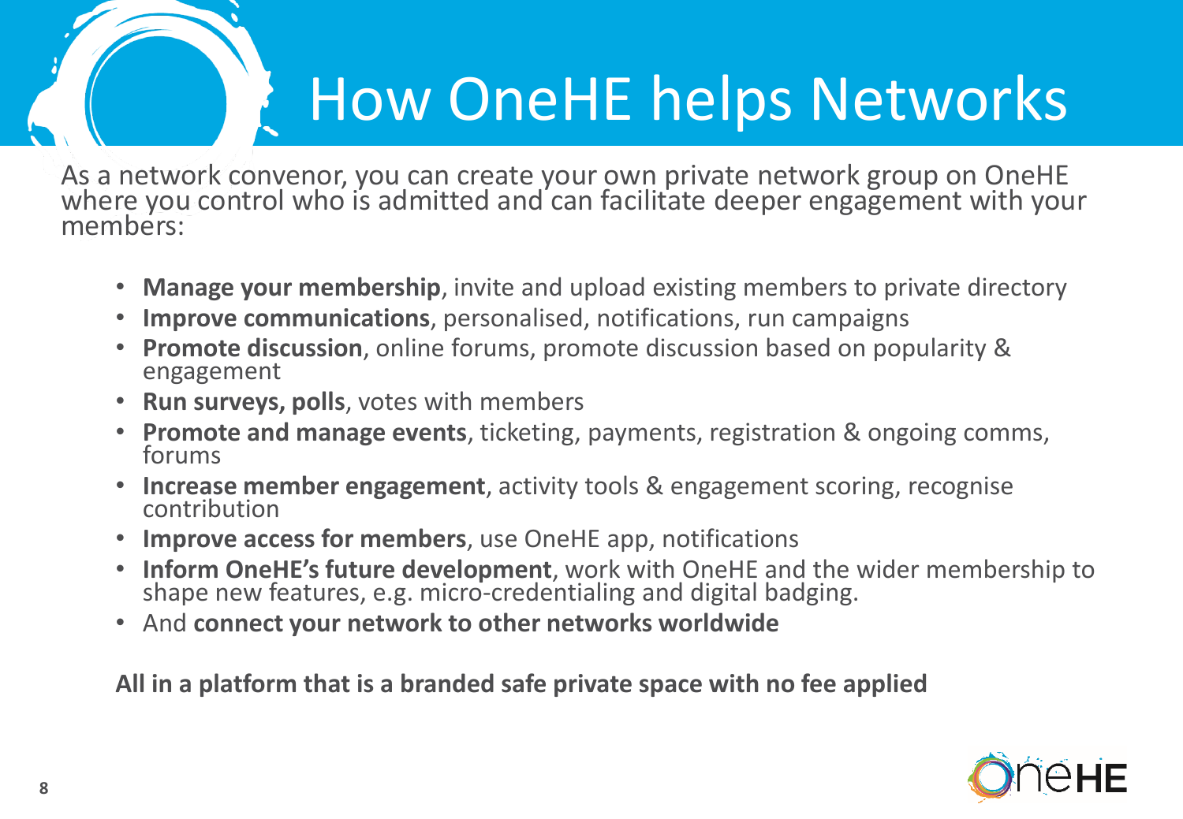# How OneHE helps Networks

As a network convenor, you can create your own private network group on OneHE where you control who is admitted and can facilitate deeper engagement with your members:

- **Manage your membership**, invite and upload existing members to private directory
- **Improve communications**, personalised, notifications, run campaigns
- **Promote discussion**, online forums, promote discussion based on popularity & engagement
- **Run surveys, polls**, votes with members
- **Promote and manage events**, ticketing, payments, registration & ongoing comms, forums
- **Increase member engagement**, activity tools & engagement scoring, recognise contribution
- **Improve access for members**, use OneHE app, notifications
- **Inform OneHE's future development**, work with OneHE and the wider membership to shape new features, e.g. micro-credentialing and digital badging.
- And **connect your network to other networks worldwide**

**All in a platform that is a branded safe private space with no fee applied**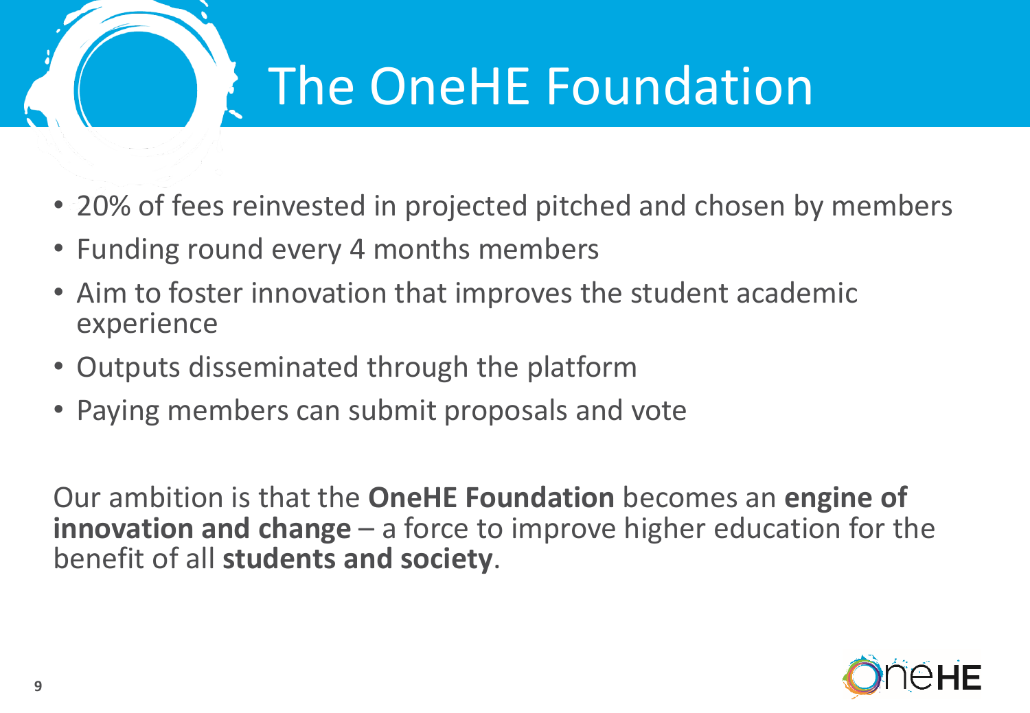# The OneHE Foundation

- 20% of fees reinvested in projected pitched and chosen by members
- Funding round every 4 months members
- Aim to foster innovation that improves the student academic experience
- Outputs disseminated through the platform
- Paying members can submit proposals and vote

Our ambition is that the **OneHE Foundation** becomes an **engine of innovation and change** – a force to improve higher education for the benefit of all **students and society**.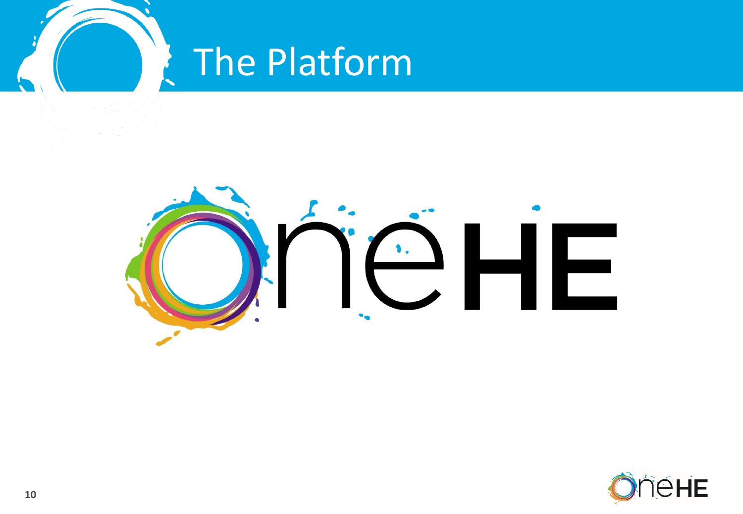# The Platform

OneHE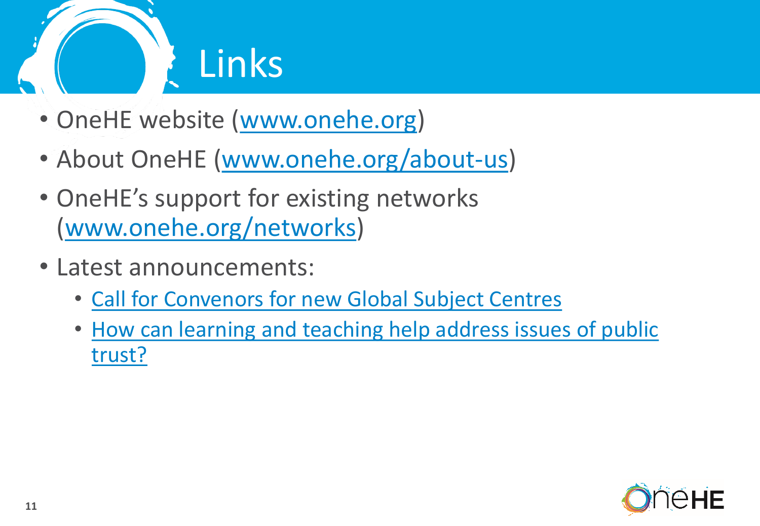# Links

- OneHE website (www.onehe.org)
- About OneHE (www.onehe.org/about-us)
- OneHE's support for existing networks (www.onehe.org/networks)
- Latest announcements:
  - Call for Convenors for new Global Subject Centres
  - How can learning and teaching help address issues of public trust?